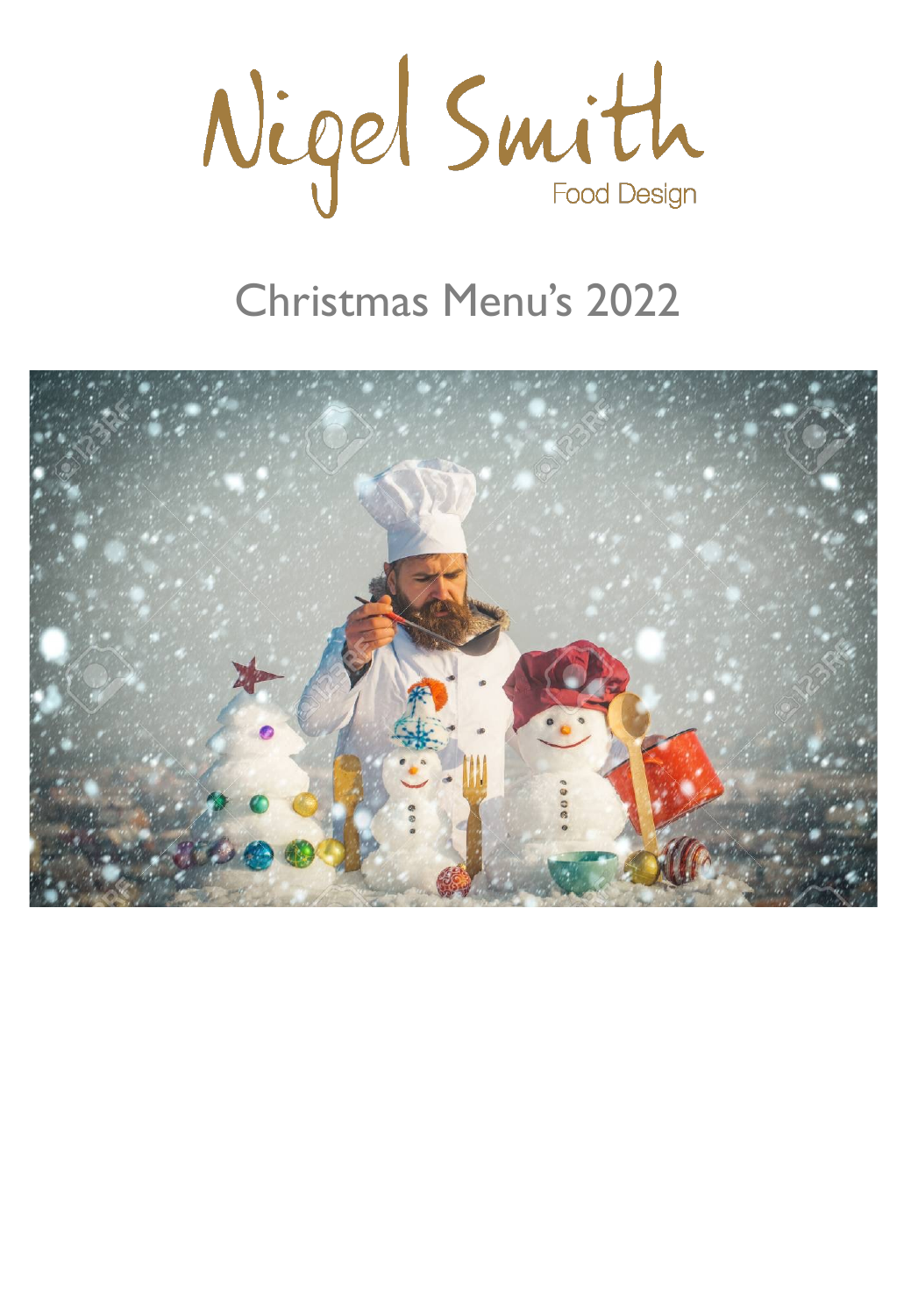# Nigel Smith

Food Design

## Christmas Menu's 2022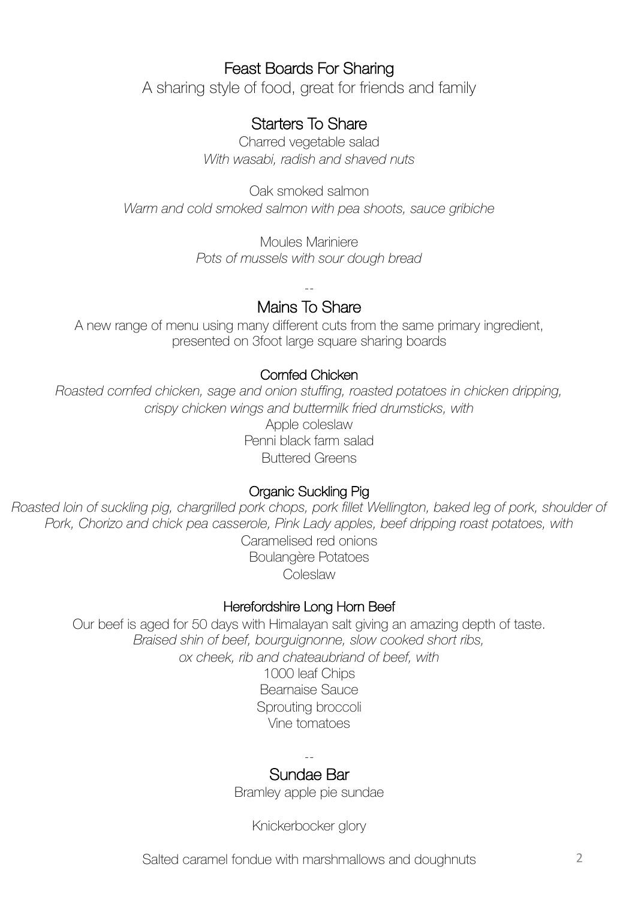# Feast Boards For Sharing

A sharing style of food, great for friends and family

## Starters To Share

Charred vegetable salad
*With wasabi, radish and shaved nuts*

Oak smoked salmon
*Warm and cold smoked salmon with pea shoots, sauce gribiche*

Moules Mariniere
*Pots of mussels with sour dough bread*

--

## Mains To Share

A new range of menu using many different cuts from the same primary ingredient, presented on 3foot large square sharing boards

### Cornfed Chicken

*Roasted cornfed chicken, sage and onion stuffing, roasted potatoes in chicken dripping, crispy chicken wings and buttermilk fried drumsticks, with*

Apple coleslaw
Penni black farm salad
Buttered Greens

### Organic Suckling Pig

*Roasted loin of suckling pig, chargrilled pork chops, pork fillet Wellington, baked leg of pork, shoulder of Pork, Chorizo and chick pea casserole, Pink Lady apples, beef dripping roast potatoes, with*

Caramelised red onions
Boulangère Potatoes
Coleslaw

### Herefordshire Long Horn Beef

Our beef is aged for 50 days with Himalayan salt giving an amazing depth of taste.

*Braised shin of beef, bourguignonne, slow cooked short ribs, ox cheek, rib and chateaubriand of beef, with*

1000 leaf Chips
Bearnaise Sauce
Sprouting broccoli
Vine tomatoes

--

## Sundae Bar

Bramley apple pie sundae

Knickerbocker glory

Salted caramel fondue with marshmallows and doughnuts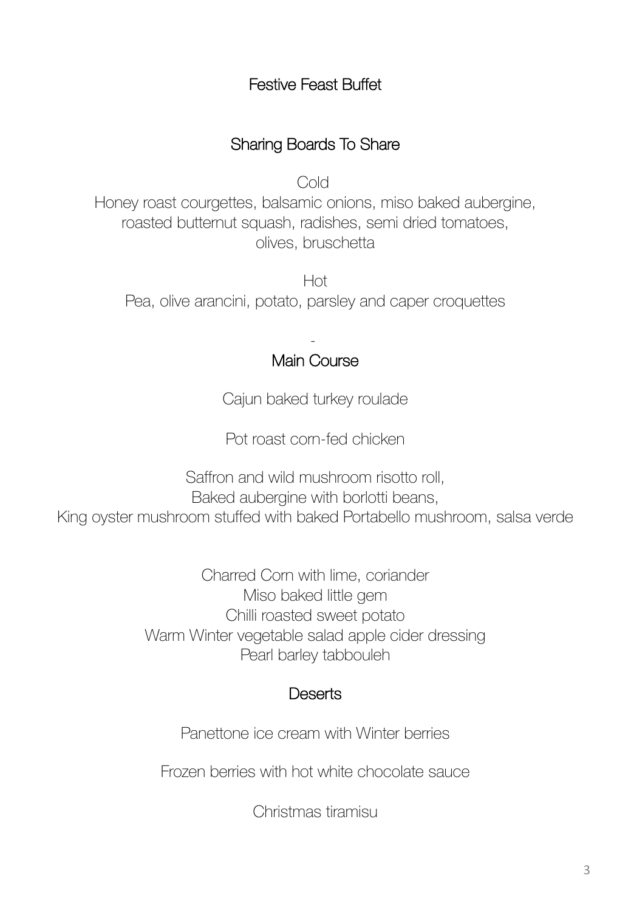# Festive Feast Buffet

## Sharing Boards To Share

Cold

Honey roast courgettes, balsamic onions, miso baked aubergine, roasted butternut squash, radishes, semi dried tomatoes, olives, bruschetta

Hot

Pea, olive arancini, potato, parsley and caper croquettes

-

## Main Course

Cajun baked turkey roulade

Pot roast corn-fed chicken

Saffron and wild mushroom risotto roll,
Baked aubergine with borlotti beans,
King oyster mushroom stuffed with baked Portabello mushroom, salsa verde

Charred Corn with lime, coriander
Miso baked little gem
Chilli roasted sweet potato
Warm Winter vegetable salad apple cider dressing
Pearl barley tabbouleh

## Deserts

Panettone ice cream with Winter berries

Frozen berries with hot white chocolate sauce

Christmas tiramisu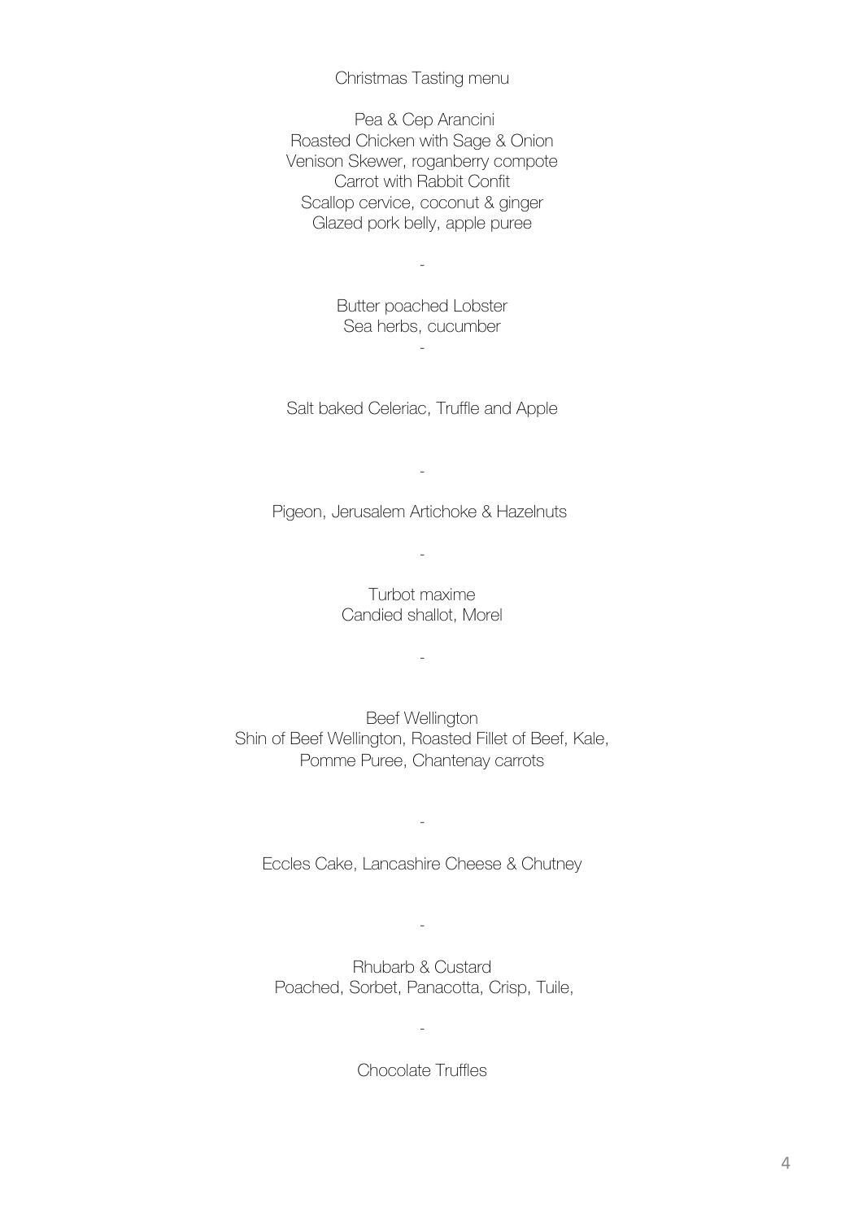# Christmas Tasting menu

Pea & Cep Arancini
Roasted Chicken with Sage & Onion
Venison Skewer, roganberry compote
Carrot with Rabbit Confit
Scallop cervice, coconut & ginger
Glazed pork belly, apple puree

-

Butter poached Lobster
Sea herbs, cucumber

-

Salt baked Celeriac, Truffle and Apple

-

Pigeon, Jerusalem Artichoke & Hazelnuts

-

Turbot maxime
Candied shallot, Morel

-

Beef Wellington
Shin of Beef Wellington, Roasted Fillet of Beef, Kale,
Pomme Puree, Chantenay carrots

-

Eccles Cake, Lancashire Cheese & Chutney

-

Rhubarb & Custard
Poached, Sorbet, Panacotta, Crisp, Tuile,

-

Chocolate Truffles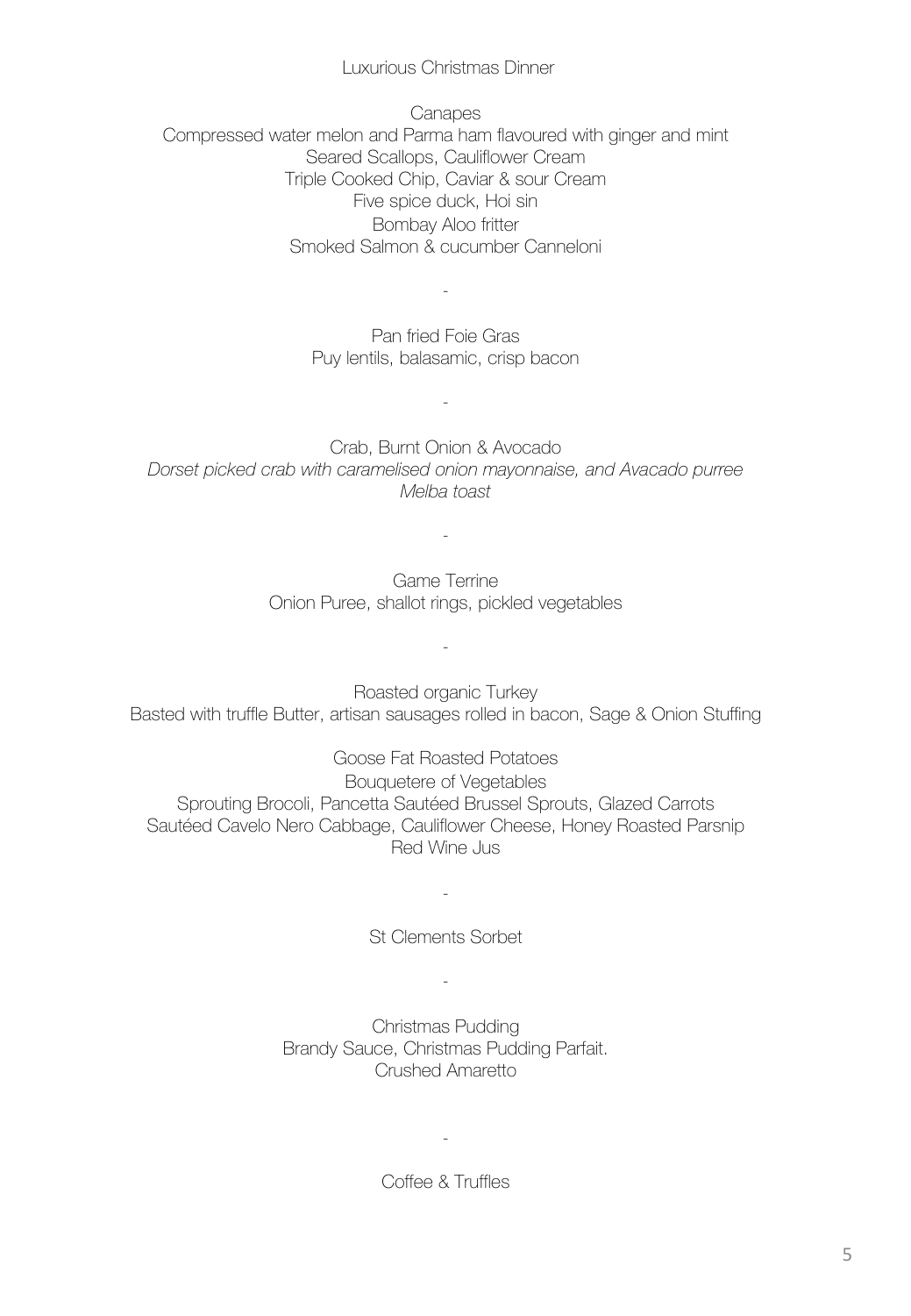# Luxurious Christmas Dinner

## Canapes

Compressed water melon and Parma ham flavoured with ginger and mint
Seared Scallops, Cauliflower Cream
Triple Cooked Chip, Caviar & sour Cream
Five spice duck, Hoi sin
Bombay Aloo fritter
Smoked Salmon & cucumber Canneloni

-

Pan fried Foie Gras
Puy lentils, balasamic, crisp bacon

-

Crab, Burnt Onion & Avocado
*Dorset picked crab with caramelised onion mayonnaise, and Avacado purree*
*Melba toast*

-

Game Terrine
Onion Puree, shallot rings, pickled vegetables

-

Roasted organic Turkey
Basted with truffle Butter, artisan sausages rolled in bacon, Sage & Onion Stuffing

Goose Fat Roasted Potatoes
Bouquetere of Vegetables
Sprouting Brocoli, Pancetta Sautéed Brussel Sprouts, Glazed Carrots
Sautéed Cavelo Nero Cabbage, Cauliflower Cheese, Honey Roasted Parsnip
Red Wine Jus

-

St Clements Sorbet

-

Christmas Pudding
Brandy Sauce, Christmas Pudding Parfait.
Crushed Amaretto

-

Coffee & Truffles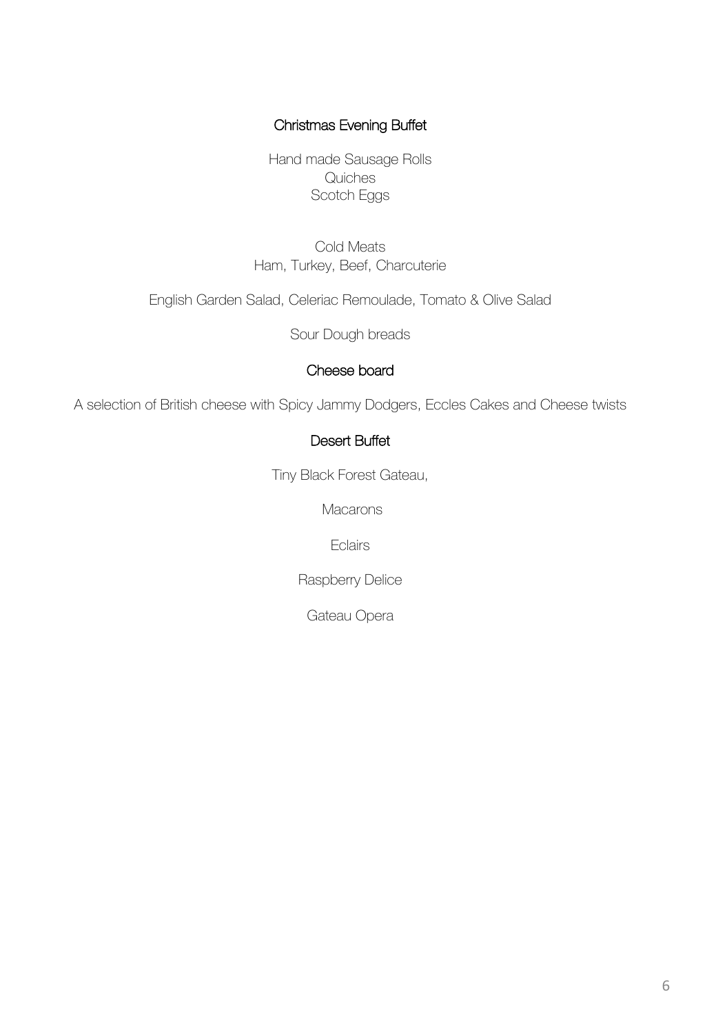## Christmas Evening Buffet

Hand made Sausage Rolls
Quiches
Scotch Eggs

Cold Meats
Ham, Turkey, Beef, Charcuterie

English Garden Salad, Celeriac Remoulade, Tomato & Olive Salad

Sour Dough breads

## Cheese board

A selection of British cheese with Spicy Jammy Dodgers, Eccles Cakes and Cheese twists

## Desert Buffet

Tiny Black Forest Gateau,

Macarons

Eclairs

Raspberry Delice

Gateau Opera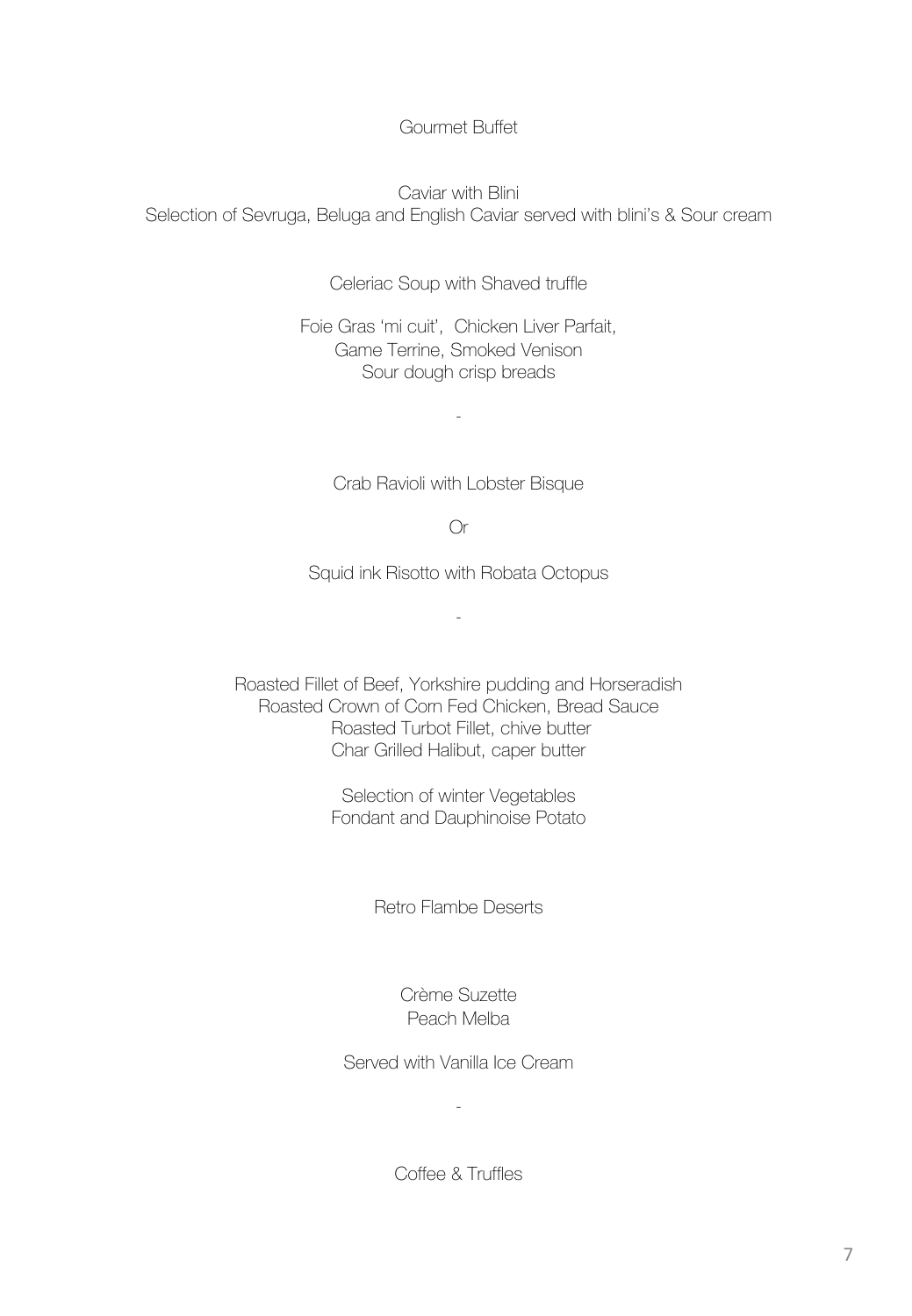# Gourmet Buffet

Caviar with Blini
Selection of Sevruga, Beluga and English Caviar served with blini's & Sour cream

Celeriac Soup with Shaved truffle

Foie Gras 'mi cuit', Chicken Liver Parfait,
Game Terrine, Smoked Venison
Sour dough crisp breads

-

Crab Ravioli with Lobster Bisque

Or

Squid ink Risotto with Robata Octopus

-

Roasted Fillet of Beef, Yorkshire pudding and Horseradish
Roasted Crown of Corn Fed Chicken, Bread Sauce
Roasted Turbot Fillet, chive butter
Char Grilled Halibut, caper butter

Selection of winter Vegetables
Fondant and Dauphinoise Potato

## Retro Flambe Deserts

Crème Suzette
Peach Melba

Served with Vanilla Ice Cream

-

Coffee & Truffles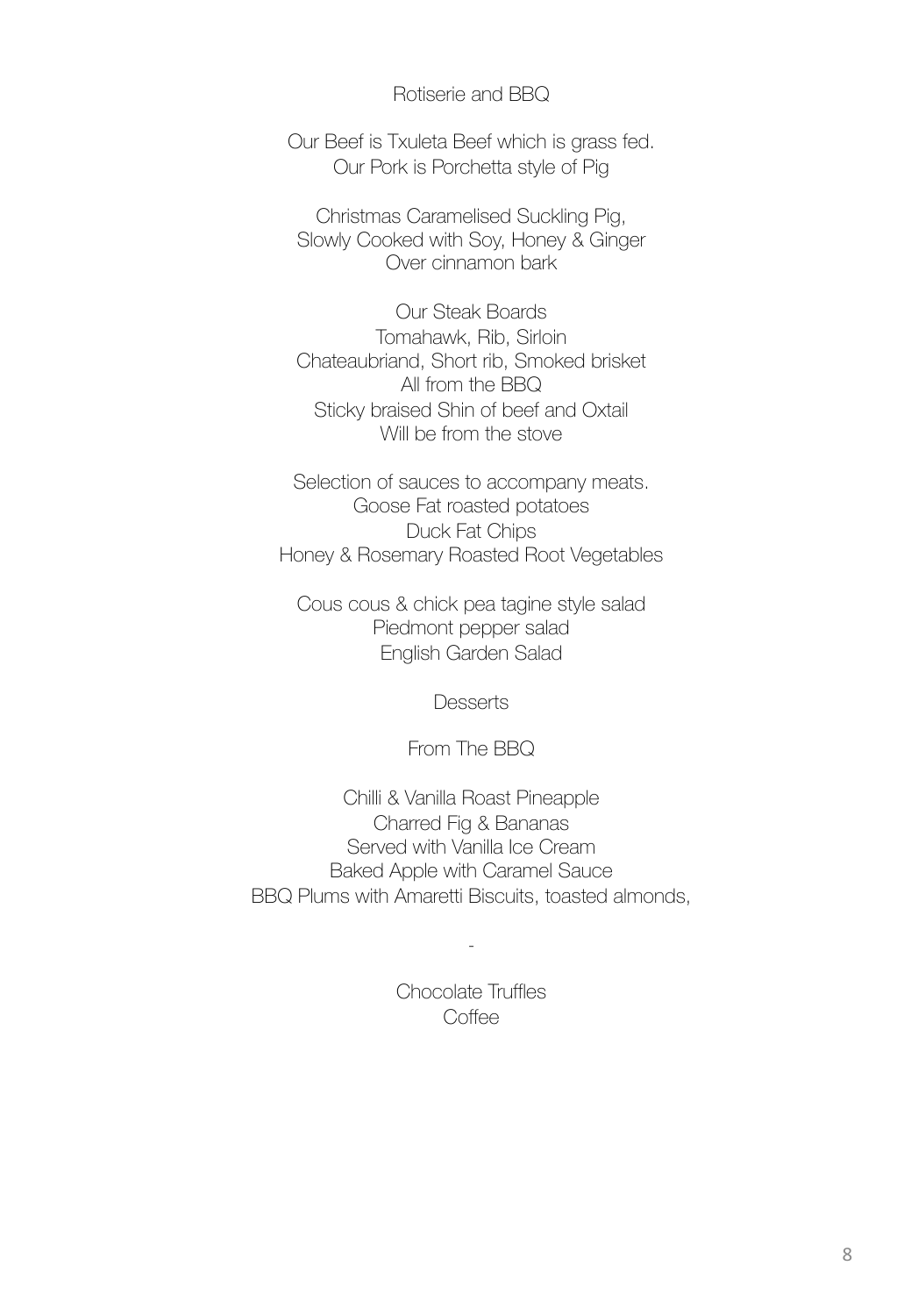## Rotiserie and BBQ

Our Beef is Txuleta Beef which is grass fed.
Our Pork is Porchetta style of Pig

Christmas Caramelised Suckling Pig,
Slowly Cooked with Soy, Honey & Ginger
Over cinnamon bark

Our Steak Boards
Tomahawk, Rib, Sirloin
Chateaubriand, Short rib, Smoked brisket
All from the BBQ
Sticky braised Shin of beef and Oxtail
Will be from the stove

Selection of sauces to accompany meats.
Goose Fat roasted potatoes
Duck Fat Chips
Honey & Rosemary Roasted Root Vegetables

Cous cous & chick pea tagine style salad
Piedmont pepper salad
English Garden Salad

## Desserts

### From The BBQ

Chilli & Vanilla Roast Pineapple
Charred Fig & Bananas
Served with Vanilla Ice Cream
Baked Apple with Caramel Sauce
BBQ Plums with Amaretti Biscuits, toasted almonds,

-

Chocolate Truffles
Coffee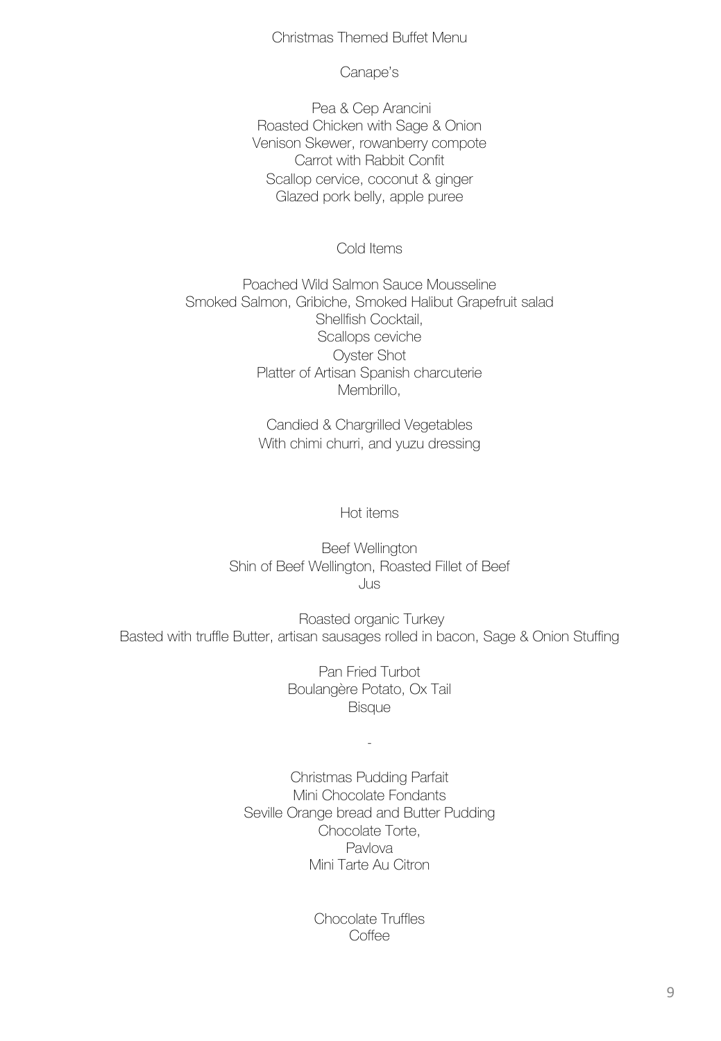# Christmas Themed Buffet Menu

## Canape's

Pea & Cep Arancini
Roasted Chicken with Sage & Onion
Venison Skewer, rowanberry compote
Carrot with Rabbit Confit
Scallop cervice, coconut & ginger
Glazed pork belly, apple puree

## Cold Items

Poached Wild Salmon Sauce Mousseline
Smoked Salmon, Gribiche, Smoked Halibut Grapefruit salad
Shellfish Cocktail,
Scallops ceviche
Oyster Shot
Platter of Artisan Spanish charcuterie
Membrillo,

Candied & Chargrilled Vegetables
With chimi churri, and yuzu dressing

## Hot items

Beef Wellington
Shin of Beef Wellington, Roasted Fillet of Beef
Jus

Roasted organic Turkey
Basted with truffle Butter, artisan sausages rolled in bacon, Sage & Onion Stuffing

Pan Fried Turbot
Boulangère Potato, Ox Tail
Bisque

-

Christmas Pudding Parfait
Mini Chocolate Fondants
Seville Orange bread and Butter Pudding
Chocolate Torte,
Pavlova
Mini Tarte Au Citron

Chocolate Truffles
Coffee